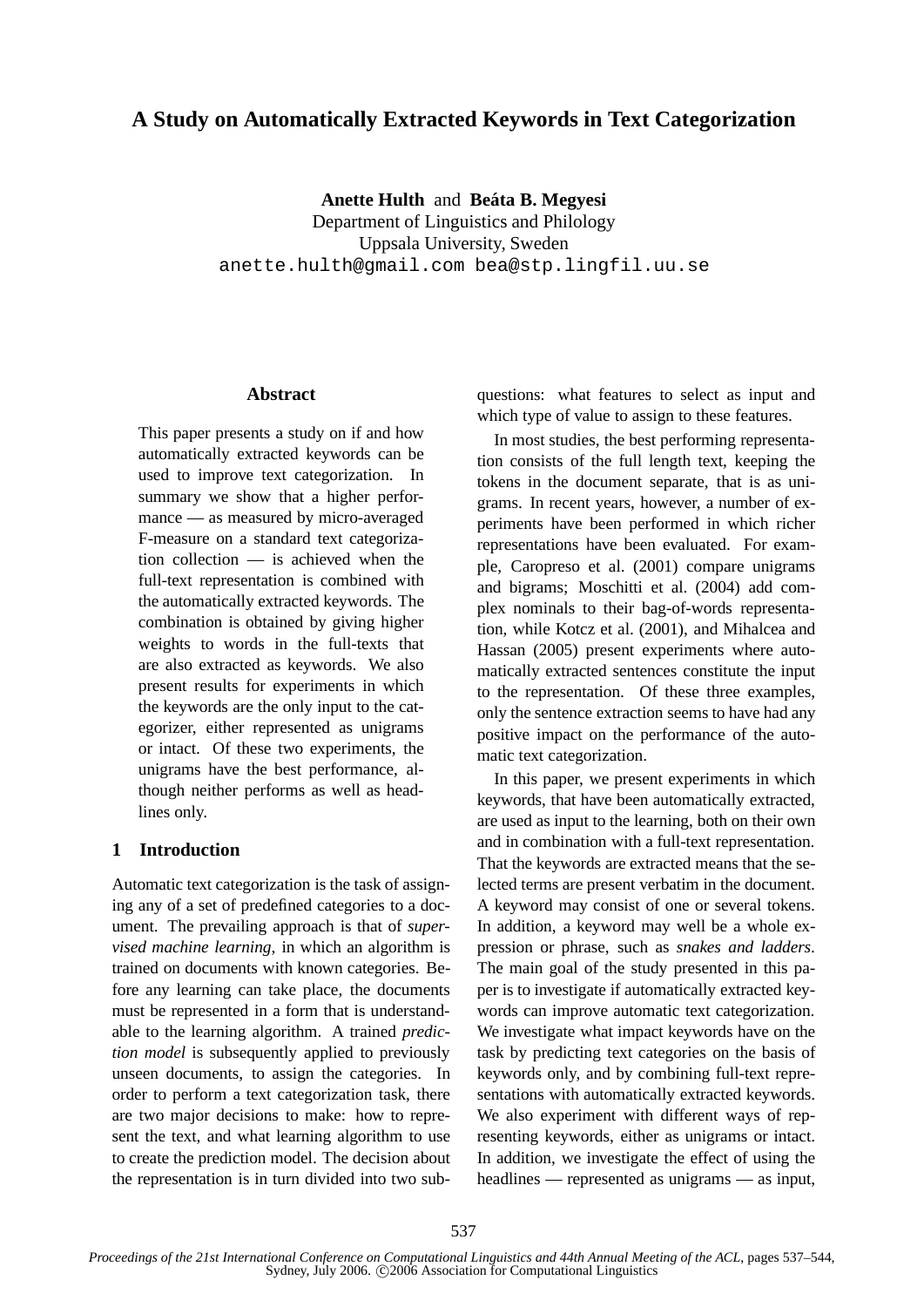# A Study on Automatically Extracted Keywords in Text Categorization

**Anette Hulth** and **Beáta B. Megyesi**
Department of Linguistics and Philology
Uppsala University, Sweden
anette.hulth@gmail.com bea@stp.lingfil.uu.se

## Abstract

This paper presents a study on if and how automatically extracted keywords can be used to improve text categorization. In summary we show that a higher performance — as measured by micro-averaged F-measure on a standard text categorization collection — is achieved when the full-text representation is combined with the automatically extracted keywords. The combination is obtained by giving higher weights to words in the full-texts that are also extracted as keywords. We also present results for experiments in which the keywords are the only input to the categorizer, either represented as unigrams or intact. Of these two experiments, the unigrams have the best performance, although neither performs as well as headlines only.

## 1 Introduction

Automatic text categorization is the task of assigning any of a set of predefined categories to a document. The prevailing approach is that of *supervised machine learning*, in which an algorithm is trained on documents with known categories. Before any learning can take place, the documents must be represented in a form that is understandable to the learning algorithm. A trained *prediction model* is subsequently applied to previously unseen documents, to assign the categories. In order to perform a text categorization task, there are two major decisions to make: how to represent the text, and what learning algorithm to use to create the prediction model. The decision about the representation is in turn divided into two subquestions: what features to select as input and which type of value to assign to these features.

In most studies, the best performing representation consists of the full length text, keeping the tokens in the document separate, that is as unigrams. In recent years, however, a number of experiments have been performed in which richer representations have been evaluated. For example, Caropreso et al. (2001) compare unigrams and bigrams; Moschitti et al. (2004) add complex nominals to their bag-of-words representation, while Kotcz et al. (2001), and Mihalcea and Hassan (2005) present experiments where automatically extracted sentences constitute the input to the representation. Of these three examples, only the sentence extraction seems to have had any positive impact on the performance of the automatic text categorization.

In this paper, we present experiments in which keywords, that have been automatically extracted, are used as input to the learning, both on their own and in combination with a full-text representation. That the keywords are extracted means that the selected terms are present verbatim in the document. A keyword may consist of one or several tokens. In addition, a keyword may well be a whole expression or phrase, such as *snakes and ladders*. The main goal of the study presented in this paper is to investigate if automatically extracted keywords can improve automatic text categorization. We investigate what impact keywords have on the task by predicting text categories on the basis of keywords only, and by combining full-text representations with automatically extracted keywords. We also experiment with different ways of representing keywords, either as unigrams or intact. In addition, we investigate the effect of using the headlines — represented as unigrams — as input,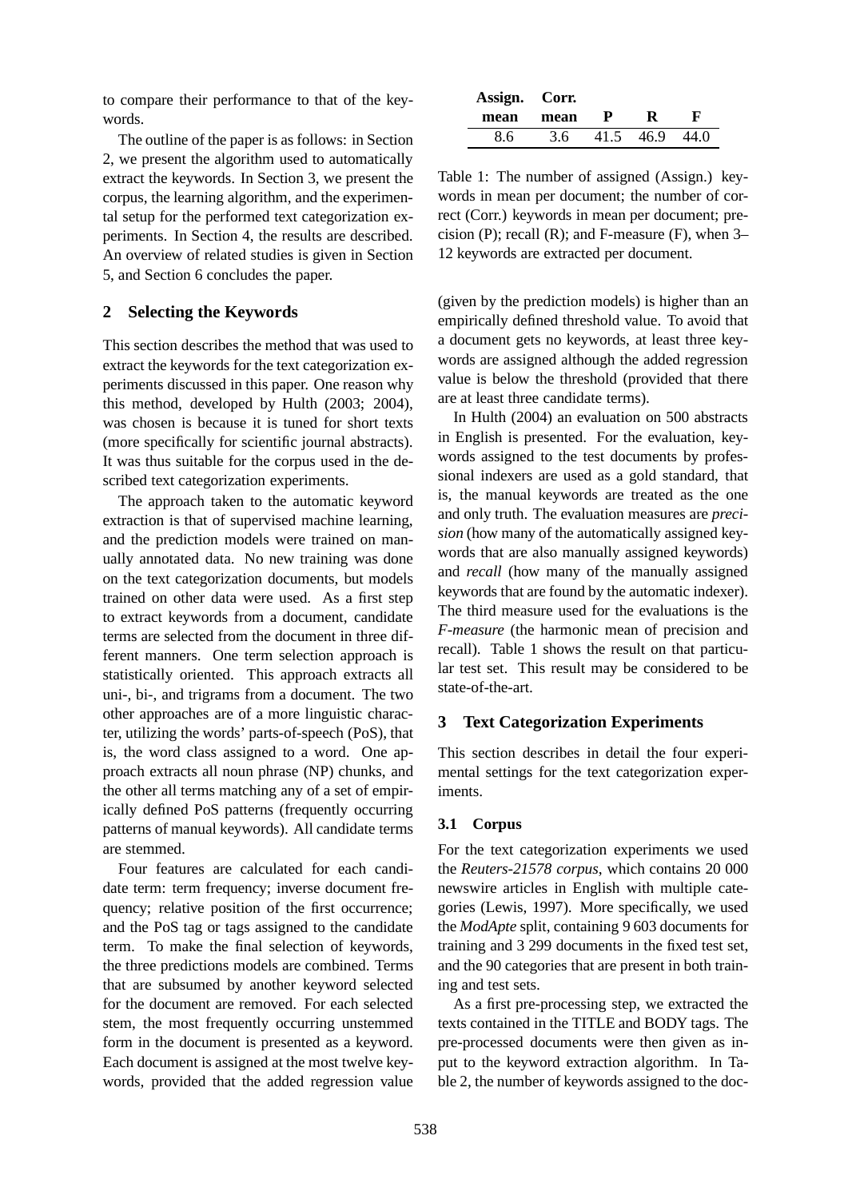to compare their performance to that of the keywords.

The outline of the paper is as follows: in Section 2, we present the algorithm used to automatically extract the keywords. In Section 3, we present the corpus, the learning algorithm, and the experimental setup for the performed text categorization experiments. In Section 4, the results are described. An overview of related studies is given in Section 5, and Section 6 concludes the paper.

## 2 Selecting the Keywords

This section describes the method that was used to extract the keywords for the text categorization experiments discussed in this paper. One reason why this method, developed by Hulth (2003; 2004), was chosen is because it is tuned for short texts (more specifically for scientific journal abstracts). It was thus suitable for the corpus used in the described text categorization experiments.

The approach taken to the automatic keyword extraction is that of supervised machine learning, and the prediction models were trained on manually annotated data. No new training was done on the text categorization documents, but models trained on other data were used. As a first step to extract keywords from a document, candidate terms are selected from the document in three different manners. One term selection approach is statistically oriented. This approach extracts all uni-, bi-, and trigrams from a document. The two other approaches are of a more linguistic character, utilizing the words' parts-of-speech (PoS), that is, the word class assigned to a word. One approach extracts all noun phrase (NP) chunks, and the other all terms matching any of a set of empirically defined PoS patterns (frequently occurring patterns of manual keywords). All candidate terms are stemmed.

Four features are calculated for each candidate term: term frequency; inverse document frequency; relative position of the first occurrence; and the PoS tag or tags assigned to the candidate term. To make the final selection of keywords, the three predictions models are combined. Terms that are subsumed by another keyword selected for the document are removed. For each selected stem, the most frequently occurring unstemmed form in the document is presented as a keyword. Each document is assigned at the most twelve keywords, provided that the added regression value (given by the prediction models) is higher than an empirically defined threshold value. To avoid that a document gets no keywords, at least three keywords are assigned although the added regression value is below the threshold (provided that there are at least three candidate terms).

| **Assign. mean** | **Corr. mean** | **P** | **R** | **F** |
|---|---|---|---|---|
| 8.6 | 3.6 | 41.5 | 46.9 | 44.0 |

Table 1: The number of assigned (Assign.) keywords in mean per document; the number of correct (Corr.) keywords in mean per document; precision (P); recall (R); and F-measure (F), when 3–12 keywords are extracted per document.

In Hulth (2004) an evaluation on 500 abstracts in English is presented. For the evaluation, keywords assigned to the test documents by professional indexers are used as a gold standard, that is, the manual keywords are treated as the one and only truth. The evaluation measures are *precision* (how many of the automatically assigned keywords that are also manually assigned keywords) and *recall* (how many of the manually assigned keywords that are found by the automatic indexer). The third measure used for the evaluations is the *F-measure* (the harmonic mean of precision and recall). Table 1 shows the result on that particular test set. This result may be considered to be state-of-the-art.

## 3 Text Categorization Experiments

This section describes in detail the four experimental settings for the text categorization experiments.

### 3.1 Corpus

For the text categorization experiments we used the *Reuters-21578 corpus*, which contains 20 000 newswire articles in English with multiple categories (Lewis, 1997). More specifically, we used the *ModApte* split, containing 9 603 documents for training and 3 299 documents in the fixed test set, and the 90 categories that are present in both training and test sets.

As a first pre-processing step, we extracted the texts contained in the TITLE and BODY tags. The pre-processed documents were then given as input to the keyword extraction algorithm. In Table 2, the number of keywords assigned to the doc-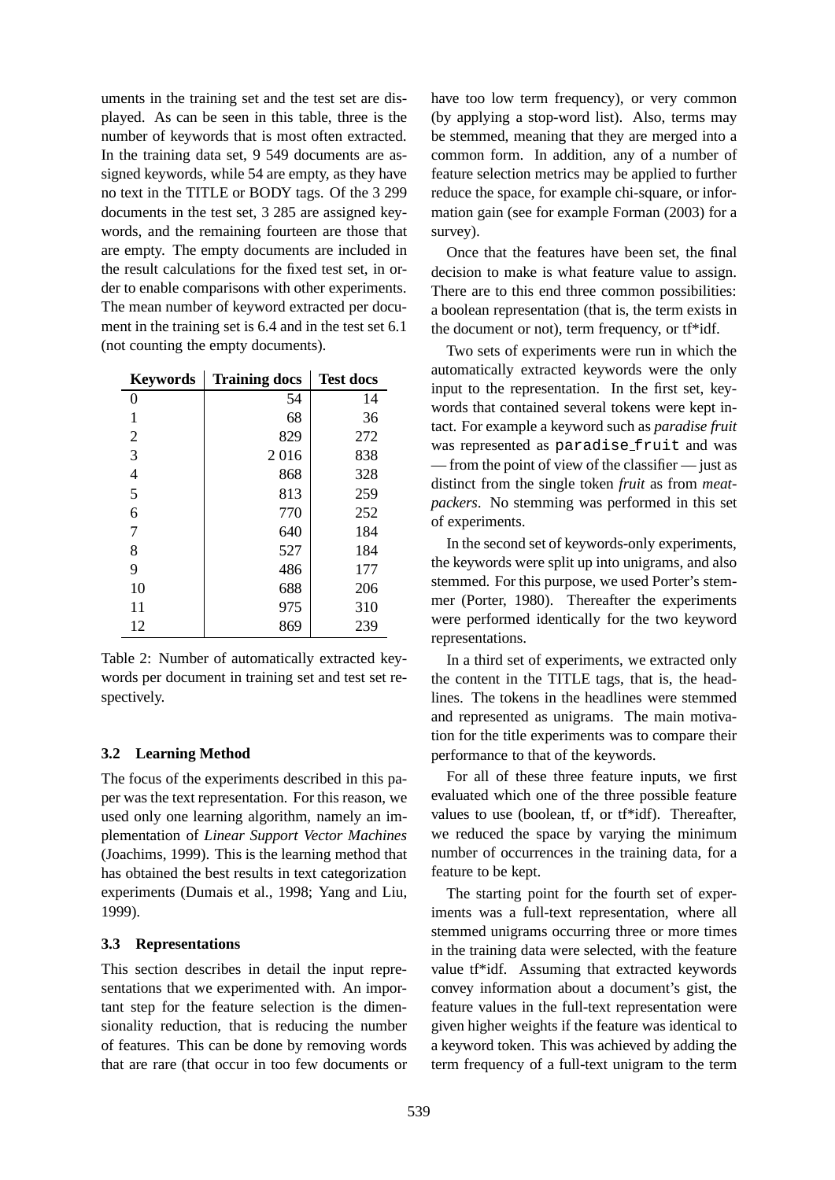uments in the training set and the test set are displayed. As can be seen in this table, three is the number of keywords that is most often extracted. In the training data set, 9 549 documents are assigned keywords, while 54 are empty, as they have no text in the TITLE or BODY tags. Of the 3 299 documents in the test set, 3 285 are assigned keywords, and the remaining fourteen are those that are empty. The empty documents are included in the result calculations for the fixed test set, in order to enable comparisons with other experiments. The mean number of keyword extracted per document in the training set is 6.4 and in the test set 6.1 (not counting the empty documents).

| Keywords | Training docs | Test docs |
|---|---|---|
| 0 | 54 | 14 |
| 1 | 68 | 36 |
| 2 | 829 | 272 |
| 3 | 2 016 | 838 |
| 4 | 868 | 328 |
| 5 | 813 | 259 |
| 6 | 770 | 252 |
| 7 | 640 | 184 |
| 8 | 527 | 184 |
| 9 | 486 | 177 |
| 10 | 688 | 206 |
| 11 | 975 | 310 |
| 12 | 869 | 239 |

Table 2: Number of automatically extracted keywords per document in training set and test set respectively.

### 3.2 Learning Method

The focus of the experiments described in this paper was the text representation. For this reason, we used only one learning algorithm, namely an implementation of *Linear Support Vector Machines* (Joachims, 1999). This is the learning method that has obtained the best results in text categorization experiments (Dumais et al., 1998; Yang and Liu, 1999).

### 3.3 Representations

This section describes in detail the input representations that we experimented with. An important step for the feature selection is the dimensionality reduction, that is reducing the number of features. This can be done by removing words that are rare (that occur in too few documents or have too low term frequency), or very common (by applying a stop-word list). Also, terms may be stemmed, meaning that they are merged into a common form. In addition, any of a number of feature selection metrics may be applied to further reduce the space, for example chi-square, or information gain (see for example Forman (2003) for a survey).

Once that the features have been set, the final decision to make is what feature value to assign. There are to this end three common possibilities: a boolean representation (that is, the term exists in the document or not), term frequency, or tf*idf.

Two sets of experiments were run in which the automatically extracted keywords were the only input to the representation. In the first set, keywords that contained several tokens were kept intact. For example a keyword such as *paradise fruit* was represented as `paradise_fruit` and was — from the point of view of the classifier — just as distinct from the single token *fruit* as from *meatpackers*. No stemming was performed in this set of experiments.

In the second set of keywords-only experiments, the keywords were split up into unigrams, and also stemmed. For this purpose, we used Porter's stemmer (Porter, 1980). Thereafter the experiments were performed identically for the two keyword representations.

In a third set of experiments, we extracted only the content in the TITLE tags, that is, the headlines. The tokens in the headlines were stemmed and represented as unigrams. The main motivation for the title experiments was to compare their performance to that of the keywords.

For all of these three feature inputs, we first evaluated which one of the three possible feature values to use (boolean, tf, or tf*idf). Thereafter, we reduced the space by varying the minimum number of occurrences in the training data, for a feature to be kept.

The starting point for the fourth set of experiments was a full-text representation, where all stemmed unigrams occurring three or more times in the training data were selected, with the feature value tf*idf. Assuming that extracted keywords convey information about a document's gist, the feature values in the full-text representation were given higher weights if the feature was identical to a keyword token. This was achieved by adding the term frequency of a full-text unigram to the term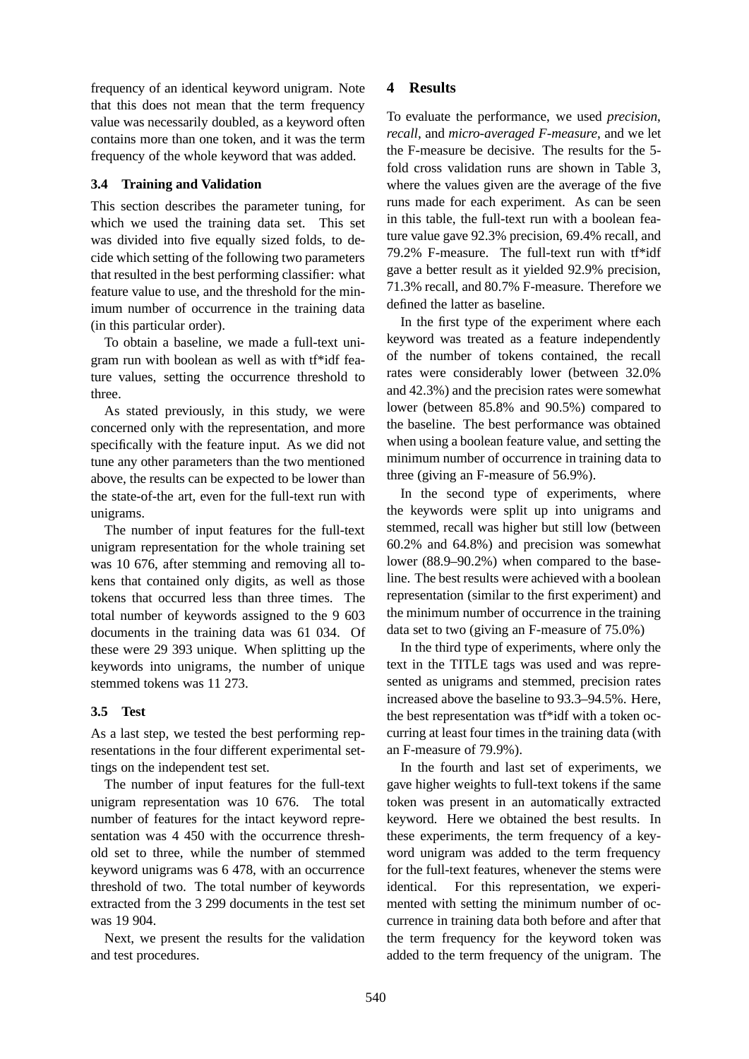frequency of an identical keyword unigram. Note that this does not mean that the term frequency value was necessarily doubled, as a keyword often contains more than one token, and it was the term frequency of the whole keyword that was added.

### 3.4 Training and Validation

This section describes the parameter tuning, for which we used the training data set. This set was divided into five equally sized folds, to decide which setting of the following two parameters that resulted in the best performing classifier: what feature value to use, and the threshold for the minimum number of occurrence in the training data (in this particular order).

To obtain a baseline, we made a full-text unigram run with boolean as well as with tf*idf feature values, setting the occurrence threshold to three.

As stated previously, in this study, we were concerned only with the representation, and more specifically with the feature input. As we did not tune any other parameters than the two mentioned above, the results can be expected to be lower than the state-of-the art, even for the full-text run with unigrams.

The number of input features for the full-text unigram representation for the whole training set was 10 676, after stemming and removing all tokens that contained only digits, as well as those tokens that occurred less than three times. The total number of keywords assigned to the 9 603 documents in the training data was 61 034. Of these were 29 393 unique. When splitting up the keywords into unigrams, the number of unique stemmed tokens was 11 273.

### 3.5 Test

As a last step, we tested the best performing representations in the four different experimental settings on the independent test set.

The number of input features for the full-text unigram representation was 10 676. The total number of features for the intact keyword representation was 4 450 with the occurrence threshold set to three, while the number of stemmed keyword unigrams was 6 478, with an occurrence threshold of two. The total number of keywords extracted from the 3 299 documents in the test set was 19 904.

Next, we present the results for the validation and test procedures.

## 4 Results

To evaluate the performance, we used *precision*, *recall*, and *micro-averaged F-measure*, and we let the F-measure be decisive. The results for the 5-fold cross validation runs are shown in Table 3, where the values given are the average of the five runs made for each experiment. As can be seen in this table, the full-text run with a boolean feature value gave 92.3% precision, 69.4% recall, and 79.2% F-measure. The full-text run with tf*idf gave a better result as it yielded 92.9% precision, 71.3% recall, and 80.7% F-measure. Therefore we defined the latter as baseline.

In the first type of the experiment where each keyword was treated as a feature independently of the number of tokens contained, the recall rates were considerably lower (between 32.0% and 42.3%) and the precision rates were somewhat lower (between 85.8% and 90.5%) compared to the baseline. The best performance was obtained when using a boolean feature value, and setting the minimum number of occurrence in training data to three (giving an F-measure of 56.9%).

In the second type of experiments, where the keywords were split up into unigrams and stemmed, recall was higher but still low (between 60.2% and 64.8%) and precision was somewhat lower (88.9–90.2%) when compared to the baseline. The best results were achieved with a boolean representation (similar to the first experiment) and the minimum number of occurrence in the training data set to two (giving an F-measure of 75.0%)

In the third type of experiments, where only the text in the TITLE tags was used and was represented as unigrams and stemmed, precision rates increased above the baseline to 93.3–94.5%. Here, the best representation was tf*idf with a token occurring at least four times in the training data (with an F-measure of 79.9%).

In the fourth and last set of experiments, we gave higher weights to full-text tokens if the same token was present in an automatically extracted keyword. Here we obtained the best results. In these experiments, the term frequency of a keyword unigram was added to the term frequency for the full-text features, whenever the stems were identical. For this representation, we experimented with setting the minimum number of occurrence in training data both before and after that the term frequency for the keyword token was added to the term frequency of the unigram. The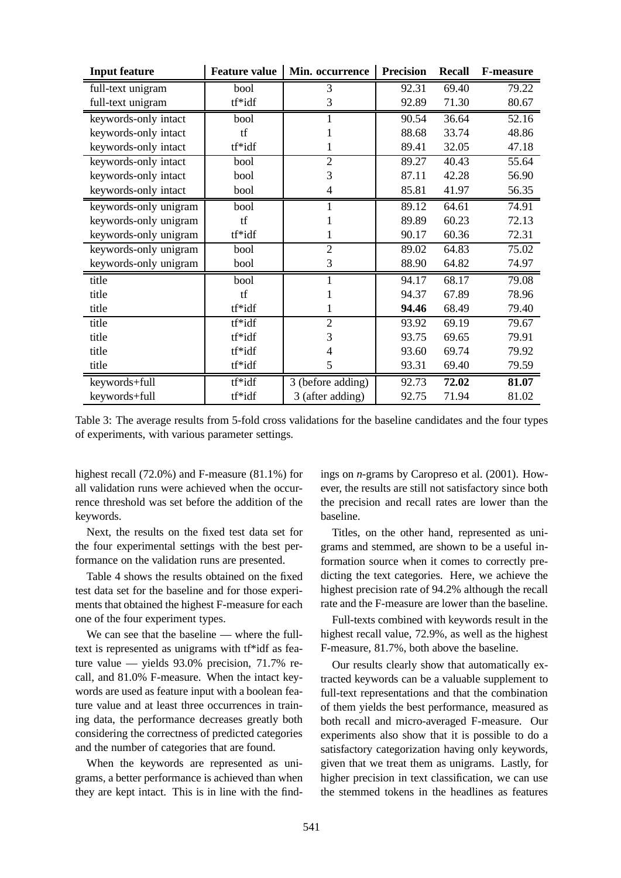| Input feature | Feature value | Min. occurrence | Precision | Recall | F-measure |
|---|---|---|---|---|---|
| full-text unigram | bool | 3 | 92.31 | 69.40 | 79.22 |
| full-text unigram | tf*idf | 3 | 92.89 | 71.30 | 80.67 |
| keywords-only intact | bool | 1 | 90.54 | 36.64 | 52.16 |
| keywords-only intact | tf | 1 | 88.68 | 33.74 | 48.86 |
| keywords-only intact | tf*idf | 1 | 89.41 | 32.05 | 47.18 |
| keywords-only intact | bool | 2 | 89.27 | 40.43 | 55.64 |
| keywords-only intact | bool | 3 | 87.11 | 42.28 | 56.90 |
| keywords-only intact | bool | 4 | 85.81 | 41.97 | 56.35 |
| keywords-only unigram | bool | 1 | 89.12 | 64.61 | 74.91 |
| keywords-only unigram | tf | 1 | 89.89 | 60.23 | 72.13 |
| keywords-only unigram | tf*idf | 1 | 90.17 | 60.36 | 72.31 |
| keywords-only unigram | bool | 2 | 89.02 | 64.83 | 75.02 |
| keywords-only unigram | bool | 3 | 88.90 | 64.82 | 74.97 |
| title | bool | 1 | 94.17 | 68.17 | 79.08 |
| title | tf | 1 | 94.37 | 67.89 | 78.96 |
| title | tf*idf | 1 | **94.46** | 68.49 | 79.40 |
| title | tf*idf | 2 | 93.92 | 69.19 | 79.67 |
| title | tf*idf | 3 | 93.75 | 69.65 | 79.91 |
| title | tf*idf | 4 | 93.60 | 69.74 | 79.92 |
| title | tf*idf | 5 | 93.31 | 69.40 | 79.59 |
| keywords+full | tf*idf | 3 (before adding) | 92.73 | **72.02** | **81.07** |
| keywords+full | tf*idf | 3 (after adding) | 92.75 | 71.94 | 81.02 |

Table 3: The average results from 5-fold cross validations for the baseline candidates and the four types of experiments, with various parameter settings.

highest recall (72.0%) and F-measure (81.1%) for all validation runs were achieved when the occurrence threshold was set before the addition of the keywords.

Next, the results on the fixed test data set for the four experimental settings with the best performance on the validation runs are presented.

Table 4 shows the results obtained on the fixed test data set for the baseline and for those experiments that obtained the highest F-measure for each one of the four experiment types.

We can see that the baseline — where the full-text is represented as unigrams with tf*idf as feature value — yields 93.0% precision, 71.7% recall, and 81.0% F-measure. When the intact keywords are used as feature input with a boolean feature value and at least three occurrences in training data, the performance decreases greatly both considering the correctness of predicted categories and the number of categories that are found.

When the keywords are represented as unigrams, a better performance is achieved than when they are kept intact. This is in line with the findings on *n*-grams by Caropreso et al. (2001). However, the results are still not satisfactory since both the precision and recall rates are lower than the baseline.

Titles, on the other hand, represented as unigrams and stemmed, are shown to be a useful information source when it comes to correctly predicting the text categories. Here, we achieve the highest precision rate of 94.2% although the recall rate and the F-measure are lower than the baseline.

Full-texts combined with keywords result in the highest recall value, 72.9%, as well as the highest F-measure, 81.7%, both above the baseline.

Our results clearly show that automatically extracted keywords can be a valuable supplement to full-text representations and that the combination of them yields the best performance, measured as both recall and micro-averaged F-measure. Our experiments also show that it is possible to do a satisfactory categorization having only keywords, given that we treat them as unigrams. Lastly, for higher precision in text classification, we can use the stemmed tokens in the headlines as features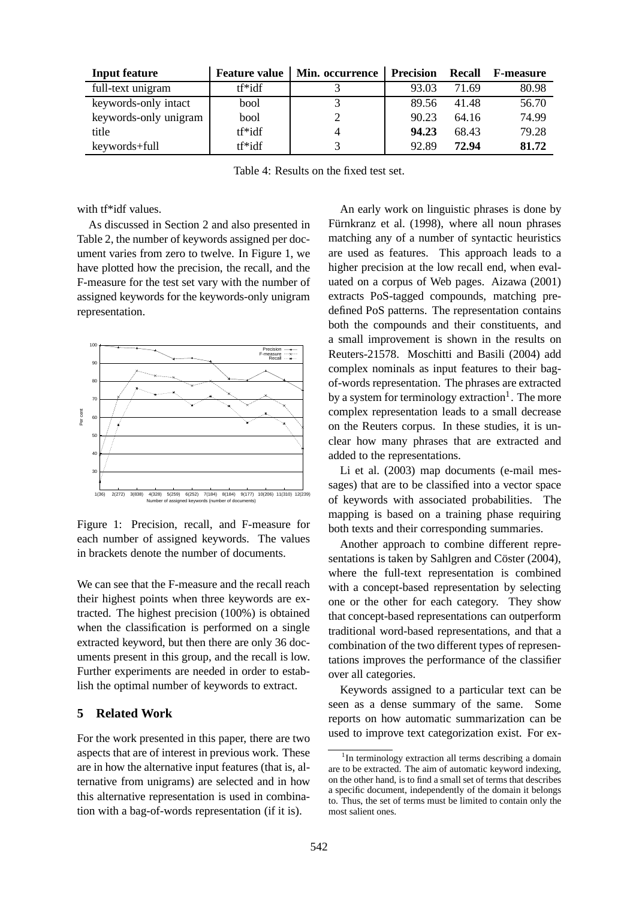| Input feature | Feature value | Min. occurrence | Precision | Recall | F-measure |
|---|---|---|---|---|---|
| full-text unigram | tf*idf | 3 | 93.03 | 71.69 | 80.98 |
| keywords-only intact | bool | 3 | 89.56 | 41.48 | 56.70 |
| keywords-only unigram | bool | 2 | 90.23 | 64.16 | 74.99 |
| title | tf*idf | 4 | **94.23** | 68.43 | 79.28 |
| keywords+full | tf*idf | 3 | 92.89 | **72.94** | **81.72** |

Table 4: Results on the fixed test set.

with tf*idf values.

As discussed in Section 2 and also presented in Table 2, the number of keywords assigned per document varies from zero to twelve. In Figure 1, we have plotted how the precision, the recall, and the F-measure for the test set vary with the number of assigned keywords for the keywords-only unigram representation.

Figure 1: Precision, recall, and F-measure for each number of assigned keywords. The values in brackets denote the number of documents.

We can see that the F-measure and the recall reach their highest points when three keywords are extracted. The highest precision (100%) is obtained when the classification is performed on a single extracted keyword, but then there are only 36 documents present in this group, and the recall is low. Further experiments are needed in order to establish the optimal number of keywords to extract.

## 5 Related Work

For the work presented in this paper, there are two aspects that are of interest in previous work. These are in how the alternative input features (that is, alternative from unigrams) are selected and in how this alternative representation is used in combination with a bag-of-words representation (if it is).

An early work on linguistic phrases is done by Fürnkranz et al. (1998), where all noun phrases matching any of a number of syntactic heuristics are used as features. This approach leads to a higher precision at the low recall end, when evaluated on a corpus of Web pages. Aizawa (2001) extracts PoS-tagged compounds, matching predefined PoS patterns. The representation contains both the compounds and their constituents, and a small improvement is shown in the results on Reuters-21578. Moschitti and Basili (2004) add complex nominals as input features to their bag-of-words representation. The phrases are extracted by a system for terminology extraction[1]. The more complex representation leads to a small decrease on the Reuters corpus. In these studies, it is unclear how many phrases that are extracted and added to the representations.

Li et al. (2003) map documents (e-mail messages) that are to be classified into a vector space of keywords with associated probabilities. The mapping is based on a training phase requiring both texts and their corresponding summaries.

Another approach to combine different representations is taken by Sahlgren and Cöster (2004), where the full-text representation is combined with a concept-based representation by selecting one or the other for each category. They show that concept-based representations can outperform traditional word-based representations, and that a combination of the two different types of representations improves the performance of the classifier over all categories.

Keywords assigned to a particular text can be seen as a dense summary of the same. Some reports on how automatic summarization can be used to improve text categorization exist. For ex-

[1] In terminology extraction all terms describing a domain are to be extracted. The aim of automatic keyword indexing, on the other hand, is to find a small set of terms that describes a specific document, independently of the domain it belongs to. Thus, the set of terms must be limited to contain only the most salient ones.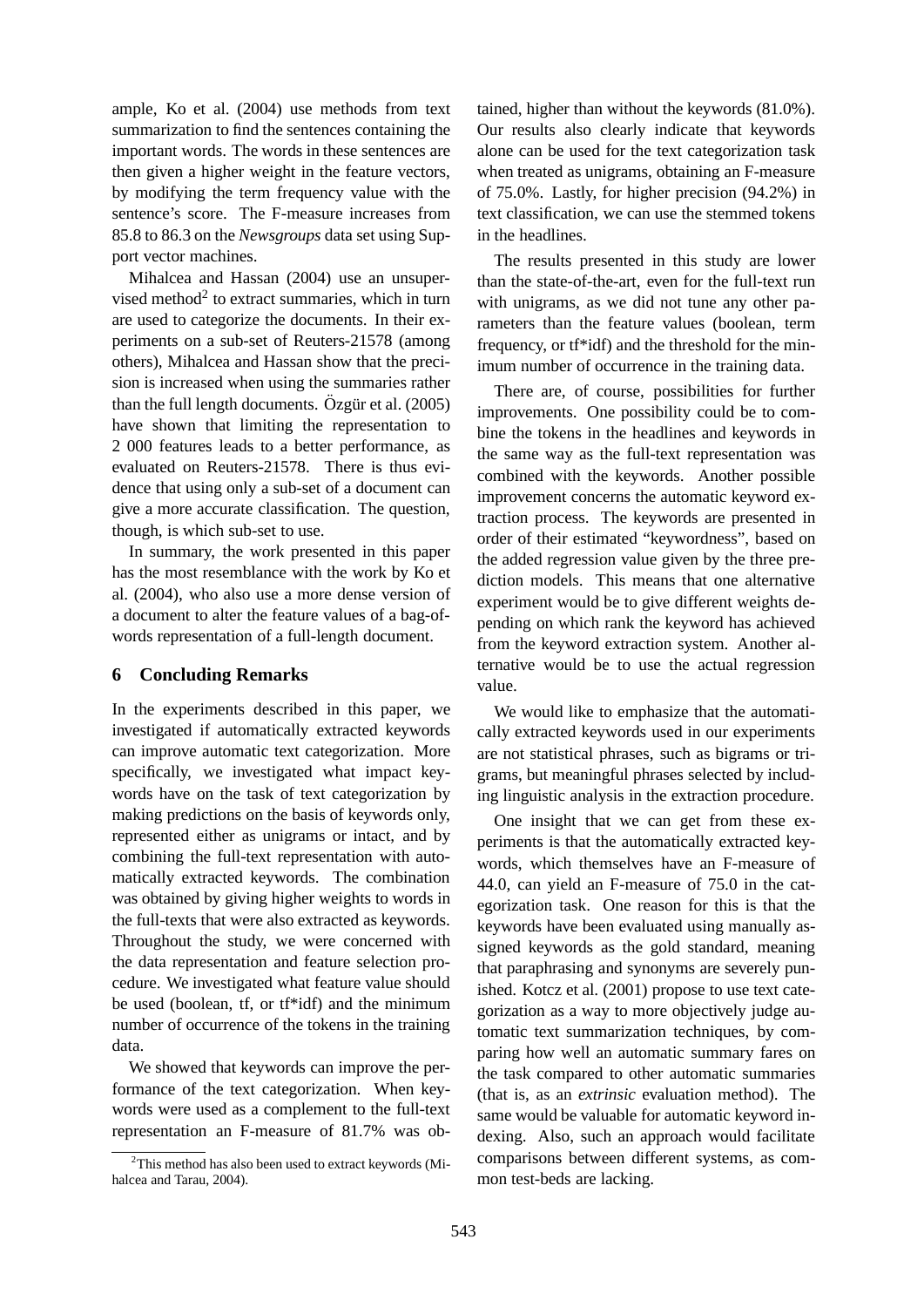ample, Ko et al. (2004) use methods from text summarization to find the sentences containing the important words. The words in these sentences are then given a higher weight in the feature vectors, by modifying the term frequency value with the sentence's score. The F-measure increases from 85.8 to 86.3 on the *Newsgroups* data set using Support vector machines.

Mihalcea and Hassan (2004) use an unsupervised method[2] to extract summaries, which in turn are used to categorize the documents. In their experiments on a sub-set of Reuters-21578 (among others), Mihalcea and Hassan show that the precision is increased when using the summaries rather than the full length documents. Özgür et al. (2005) have shown that limiting the representation to 2 000 features leads to a better performance, as evaluated on Reuters-21578. There is thus evidence that using only a sub-set of a document can give a more accurate classification. The question, though, is which sub-set to use.

In summary, the work presented in this paper has the most resemblance with the work by Ko et al. (2004), who also use a more dense version of a document to alter the feature values of a bag-of-words representation of a full-length document.

## 6 Concluding Remarks

In the experiments described in this paper, we investigated if automatically extracted keywords can improve automatic text categorization. More specifically, we investigated what impact keywords have on the task of text categorization by making predictions on the basis of keywords only, represented either as unigrams or intact, and by combining the full-text representation with automatically extracted keywords. The combination was obtained by giving higher weights to words in the full-texts that were also extracted as keywords. Throughout the study, we were concerned with the data representation and feature selection procedure. We investigated what feature value should be used (boolean, tf, or tf*idf) and the minimum number of occurrence of the tokens in the training data.

We showed that keywords can improve the performance of the text categorization. When keywords were used as a complement to the full-text representation an F-measure of 81.7% was obtained, higher than without the keywords (81.0%). Our results also clearly indicate that keywords alone can be used for the text categorization task when treated as unigrams, obtaining an F-measure of 75.0%. Lastly, for higher precision (94.2%) in text classification, we can use the stemmed tokens in the headlines.

The results presented in this study are lower than the state-of-the-art, even for the full-text run with unigrams, as we did not tune any other parameters than the feature values (boolean, term frequency, or tf*idf) and the threshold for the minimum number of occurrence in the training data.

There are, of course, possibilities for further improvements. One possibility could be to combine the tokens in the headlines and keywords in the same way as the full-text representation was combined with the keywords. Another possible improvement concerns the automatic keyword extraction process. The keywords are presented in order of their estimated "keywordness", based on the added regression value given by the three prediction models. This means that one alternative experiment would be to give different weights depending on which rank the keyword has achieved from the keyword extraction system. Another alternative would be to use the actual regression value.

We would like to emphasize that the automatically extracted keywords used in our experiments are not statistical phrases, such as bigrams or trigrams, but meaningful phrases selected by including linguistic analysis in the extraction procedure.

One insight that we can get from these experiments is that the automatically extracted keywords, which themselves have an F-measure of 44.0, can yield an F-measure of 75.0 in the categorization task. One reason for this is that the keywords have been evaluated using manually assigned keywords as the gold standard, meaning that paraphrasing and synonyms are severely punished. Kotcz et al. (2001) propose to use text categorization as a way to more objectively judge automatic text summarization techniques, by comparing how well an automatic summary fares on the task compared to other automatic summaries (that is, as an *extrinsic* evaluation method). The same would be valuable for automatic keyword indexing. Also, such an approach would facilitate comparisons between different systems, as common test-beds are lacking.

[2] This method has also been used to extract keywords (Mihalcea and Tarau, 2004).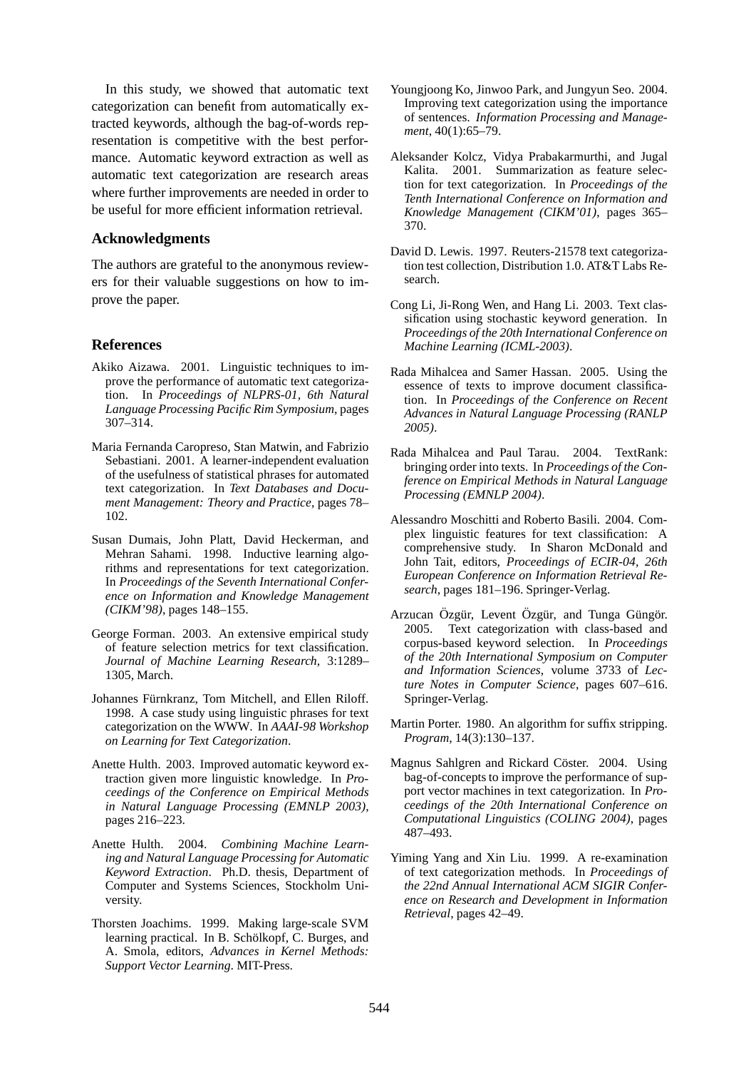In this study, we showed that automatic text categorization can benefit from automatically extracted keywords, although the bag-of-words representation is competitive with the best performance. Automatic keyword extraction as well as automatic text categorization are research areas where further improvements are needed in order to be useful for more efficient information retrieval.

## Acknowledgments

The authors are grateful to the anonymous reviewers for their valuable suggestions on how to improve the paper.

## References

Akiko Aizawa. 2001. Linguistic techniques to improve the performance of automatic text categorization. In *Proceedings of NLPRS-01, 6th Natural Language Processing Pacific Rim Symposium*, pages 307–314.

Maria Fernanda Caropreso, Stan Matwin, and Fabrizio Sebastiani. 2001. A learner-independent evaluation of the usefulness of statistical phrases for automated text categorization. In *Text Databases and Document Management: Theory and Practice*, pages 78–102.

Susan Dumais, John Platt, David Heckerman, and Mehran Sahami. 1998. Inductive learning algorithms and representations for text categorization. In *Proceedings of the Seventh International Conference on Information and Knowledge Management (CIKM'98)*, pages 148–155.

George Forman. 2003. An extensive empirical study of feature selection metrics for text classification. *Journal of Machine Learning Research*, 3:1289–1305, March.

Johannes Fürnkranz, Tom Mitchell, and Ellen Riloff. 1998. A case study using linguistic phrases for text categorization on the WWW. In *AAAI-98 Workshop on Learning for Text Categorization*.

Anette Hulth. 2003. Improved automatic keyword extraction given more linguistic knowledge. In *Proceedings of the Conference on Empirical Methods in Natural Language Processing (EMNLP 2003)*, pages 216–223.

Anette Hulth. 2004. *Combining Machine Learning and Natural Language Processing for Automatic Keyword Extraction*. Ph.D. thesis, Department of Computer and Systems Sciences, Stockholm University.

Thorsten Joachims. 1999. Making large-scale SVM learning practical. In B. Schölkopf, C. Burges, and A. Smola, editors, *Advances in Kernel Methods: Support Vector Learning*. MIT-Press.

Youngjoong Ko, Jinwoo Park, and Jungyun Seo. 2004. Improving text categorization using the importance of sentences. *Information Processing and Management*, 40(1):65–79.

Aleksander Kolcz, Vidya Prabakarmurthi, and Jugal Kalita. 2001. Summarization as feature selection for text categorization. In *Proceedings of the Tenth International Conference on Information and Knowledge Management (CIKM'01)*, pages 365–370.

David D. Lewis. 1997. Reuters-21578 text categorization test collection, Distribution 1.0. AT&T Labs Research.

Cong Li, Ji-Rong Wen, and Hang Li. 2003. Text classification using stochastic keyword generation. In *Proceedings of the 20th International Conference on Machine Learning (ICML-2003)*.

Rada Mihalcea and Samer Hassan. 2005. Using the essence of texts to improve document classification. In *Proceedings of the Conference on Recent Advances in Natural Language Processing (RANLP 2005)*.

Rada Mihalcea and Paul Tarau. 2004. TextRank: bringing order into texts. In *Proceedings of the Conference on Empirical Methods in Natural Language Processing (EMNLP 2004)*.

Alessandro Moschitti and Roberto Basili. 2004. Complex linguistic features for text classification: A comprehensive study. In Sharon McDonald and John Tait, editors, *Proceedings of ECIR-04, 26th European Conference on Information Retrieval Research*, pages 181–196. Springer-Verlag.

Arzucan Özgür, Levent Özgür, and Tunga Güngör. 2005. Text categorization with class-based and corpus-based keyword selection. In *Proceedings of the 20th International Symposium on Computer and Information Sciences*, volume 3733 of *Lecture Notes in Computer Science*, pages 607–616. Springer-Verlag.

Martin Porter. 1980. An algorithm for suffix stripping. *Program*, 14(3):130–137.

Magnus Sahlgren and Rickard Cöster. 2004. Using bag-of-concepts to improve the performance of support vector machines in text categorization. In *Proceedings of the 20th International Conference on Computational Linguistics (COLING 2004)*, pages 487–493.

Yiming Yang and Xin Liu. 1999. A re-examination of text categorization methods. In *Proceedings of the 22nd Annual International ACM SIGIR Conference on Research and Development in Information Retrieval*, pages 42–49.